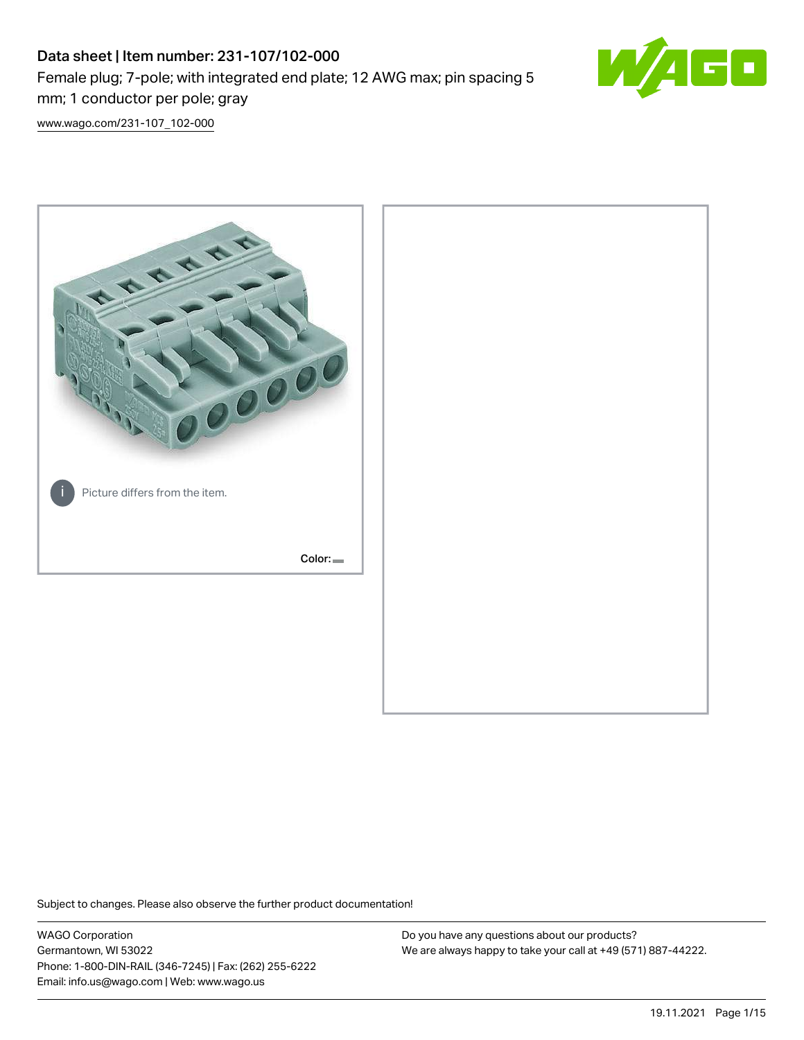# Data sheet | Item number: 231-107/102-000

Female plug; 7-pole; with integrated end plate; 12 AWG max; pin spacing 5 mm; 1 conductor per pole; gray

www.wago.com/231-107_102-000

Picture differs from the item.

Color:

Subject to changes. Please also observe the further product documentation!

WAGO Corporation
Germantown, WI 53022
Phone: 1-800-DIN-RAIL (346-7245) | Fax: (262) 255-6222
Email: info.us@wago.com | Web: www.wago.us

Do you have any questions about our products?
We are always happy to take your call at +49 (571) 887-44222.

19.11.2021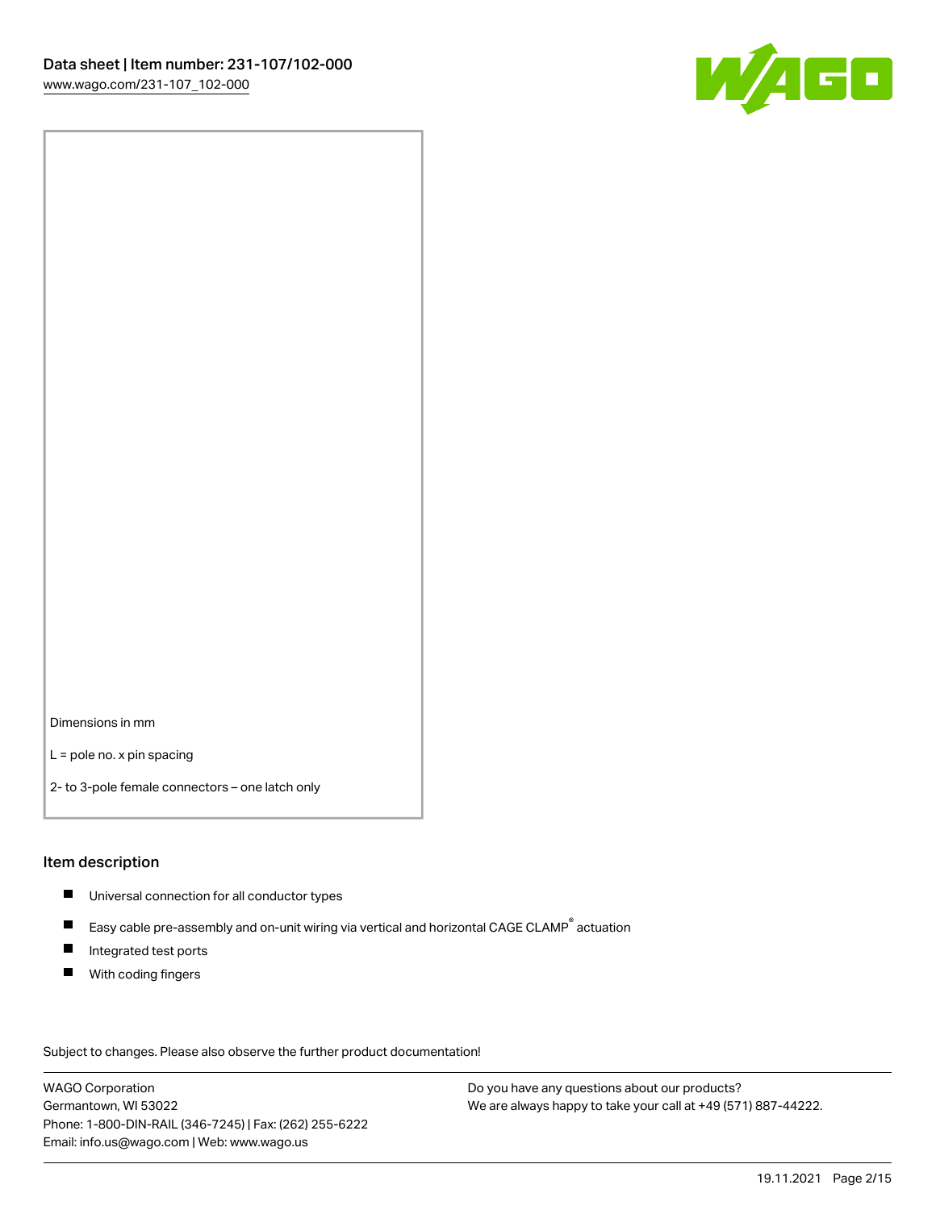Dimensions in mm

L = pole no. x pin spacing

2- to 3-pole female connectors – one latch only

## Item description

- Universal connection for all conductor types
- Easy cable pre-assembly and on-unit wiring via vertical and horizontal CAGE CLAMP® actuation
- Integrated test ports
- With coding fingers

Subject to changes. Please also observe the further product documentation!

WAGO Corporation
Germantown, WI 53022
Phone: 1-800-DIN-RAIL (346-7245) | Fax: (262) 255-6222
Email: info.us@wago.com | Web: www.wago.us

Do you have any questions about our products?
We are always happy to take your call at +49 (571) 887-44222.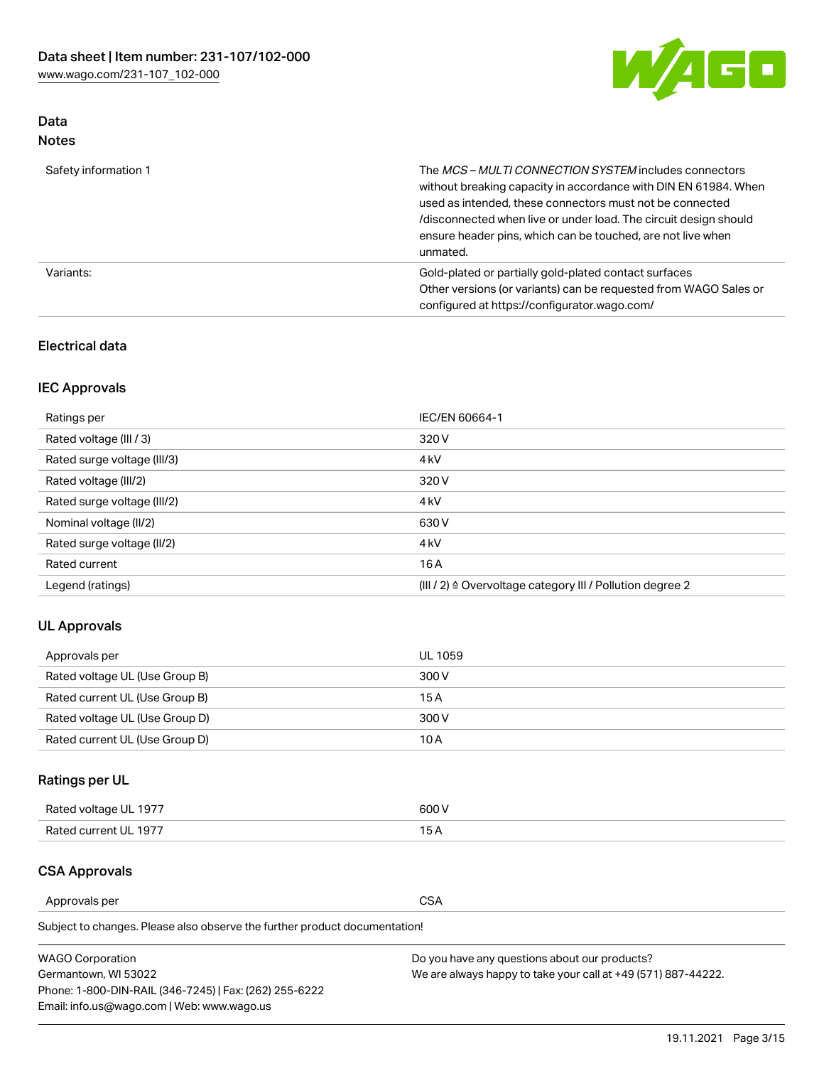## Data

### Notes

| | |
|---|---|
| Safety information 1 | The *MCS – MULTI CONNECTION SYSTEM* includes connectors without breaking capacity in accordance with DIN EN 61984. When used as intended, these connectors must not be connected /disconnected when live or under load. The circuit design should ensure header pins, which can be touched, are not live when unmated. |
| Variants: | Gold-plated or partially gold-plated contact surfaces<br>Other versions (or variants) can be requested from WAGO Sales or configured at https://configurator.wago.com/ |

## Electrical data

### IEC Approvals

| | |
|---|---|
| Ratings per | IEC/EN 60664-1 |
| Rated voltage (III / 3) | 320 V |
| Rated surge voltage (III/3) | 4 kV |
| Rated voltage (III/2) | 320 V |
| Rated surge voltage (III/2) | 4 kV |
| Nominal voltage (II/2) | 630 V |
| Rated surge voltage (II/2) | 4 kV |
| Rated current | 16 A |
| Legend (ratings) | (III / 2) ≙ Overvoltage category III / Pollution degree 2 |

### UL Approvals

| | |
|---|---|
| Approvals per | UL 1059 |
| Rated voltage UL (Use Group B) | 300 V |
| Rated current UL (Use Group B) | 15 A |
| Rated voltage UL (Use Group D) | 300 V |
| Rated current UL (Use Group D) | 10 A |

### Ratings per UL

| | |
|---|---|
| Rated voltage UL 1977 | 600 V |
| Rated current UL 1977 | 15 A |

### CSA Approvals

| | |
|---|---|
| Approvals per | CSA |

Subject to changes. Please also observe the further product documentation!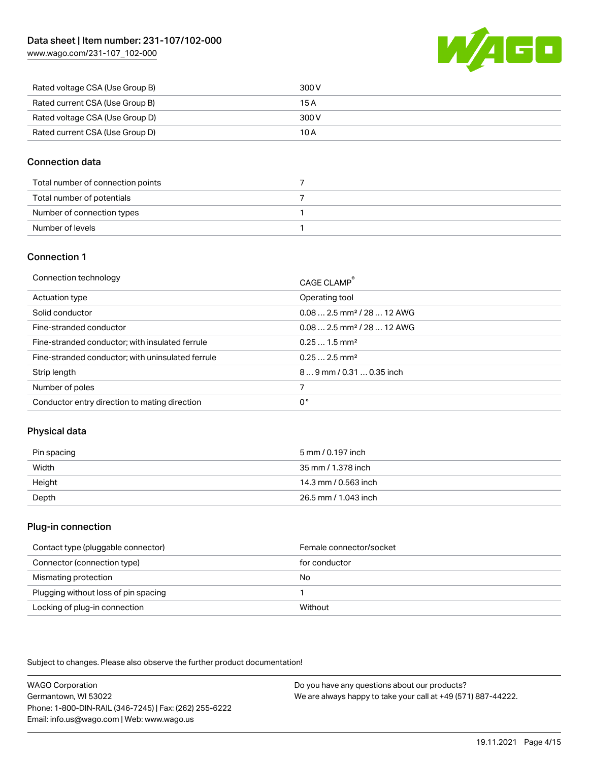| | |
|---|---|
| Rated voltage CSA (Use Group B) | 300 V |
| Rated current CSA (Use Group B) | 15 A |
| Rated voltage CSA (Use Group D) | 300 V |
| Rated current CSA (Use Group D) | 10 A |

## Connection data

| | |
|---|---|
| Total number of connection points | 7 |
| Total number of potentials | 7 |
| Number of connection types | 1 |
| Number of levels | 1 |

## Connection 1

| | |
|---|---|
| Connection technology | CAGE CLAMP® |
| Actuation type | Operating tool |
| Solid conductor | 0.08 … 2.5 mm² / 28 … 12 AWG |
| Fine-stranded conductor | 0.08 … 2.5 mm² / 28 … 12 AWG |
| Fine-stranded conductor; with insulated ferrule | 0.25 … 1.5 mm² |
| Fine-stranded conductor; with uninsulated ferrule | 0.25 … 2.5 mm² |
| Strip length | 8 … 9 mm / 0.31 … 0.35 inch |
| Number of poles | 7 |
| Conductor entry direction to mating direction | 0 ° |

## Physical data

| | |
|---|---|
| Pin spacing | 5 mm / 0.197 inch |
| Width | 35 mm / 1.378 inch |
| Height | 14.3 mm / 0.563 inch |
| Depth | 26.5 mm / 1.043 inch |

## Plug-in connection

| | |
|---|---|
| Contact type (pluggable connector) | Female connector/socket |
| Connector (connection type) | for conductor |
| Mismating protection | No |
| Plugging without loss of pin spacing | 1 |
| Locking of plug-in connection | Without |

Subject to changes. Please also observe the further product documentation!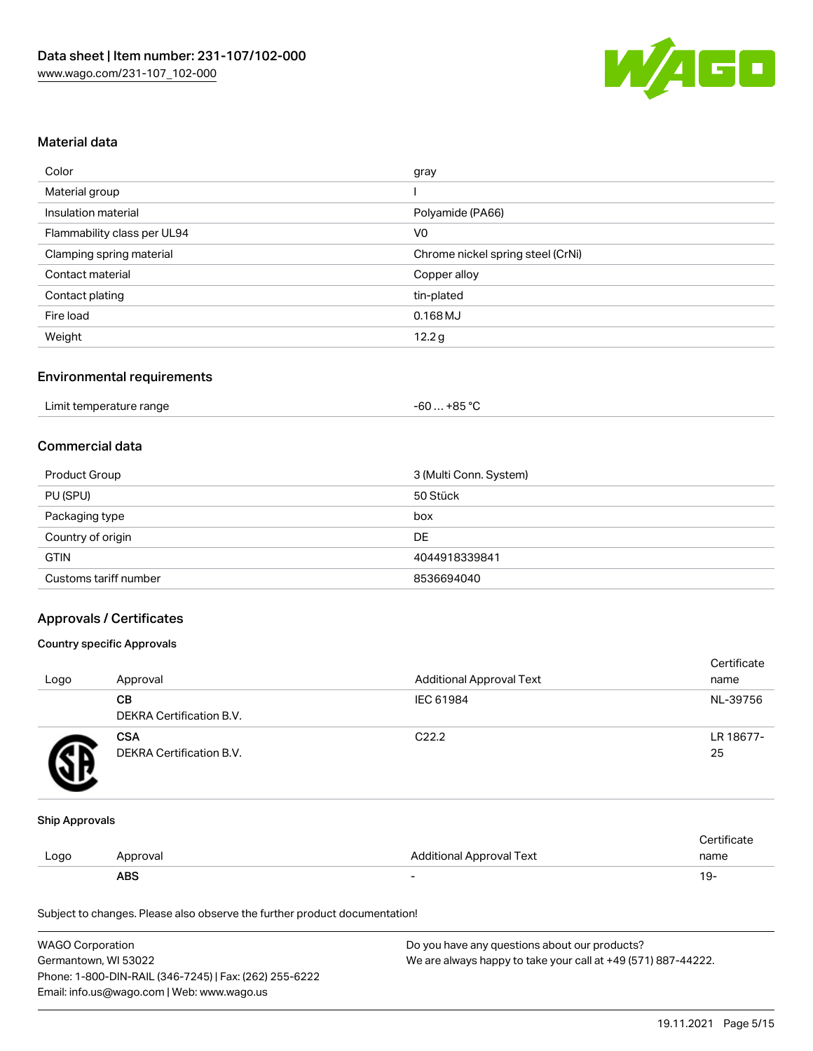## Material data

| | |
|---|---|
| Color | gray |
| Material group | I |
| Insulation material | Polyamide (PA66) |
| Flammability class per UL94 | V0 |
| Clamping spring material | Chrome nickel spring steel (CrNi) |
| Contact material | Copper alloy |
| Contact plating | tin-plated |
| Fire load | 0.168 MJ |
| Weight | 12.2 g |

## Environmental requirements

| | |
|---|---|
| Limit temperature range | -60 … +85 °C |

## Commercial data

| | |
|---|---|
| Product Group | 3 (Multi Conn. System) |
| PU (SPU) | 50 Stück |
| Packaging type | box |
| Country of origin | DE |
| GTIN | 4044918339841 |
| Customs tariff number | 8536694040 |

## Approvals / Certificates

### Country specific Approvals

| Logo | Approval | Additional Approval Text | Certificate name |
|---|---|---|---|
| | **CB** DEKRA Certification B.V. | IEC 61984 | NL-39756 |
| | **CSA** DEKRA Certification B.V. | C22.2 | LR 18677-25 |

### Ship Approvals

| Logo | Approval | Additional Approval Text | Certificate name |
|---|---|---|---|
| | **ABS** | - | 19- |

Subject to changes. Please also observe the further product documentation!

WAGO Corporation
Germantown, WI 53022
Phone: 1-800-DIN-RAIL (346-7245) | Fax: (262) 255-6222
Email: info.us@wago.com | Web: www.wago.us

Do you have any questions about our products?
We are always happy to take your call at +49 (571) 887-44222.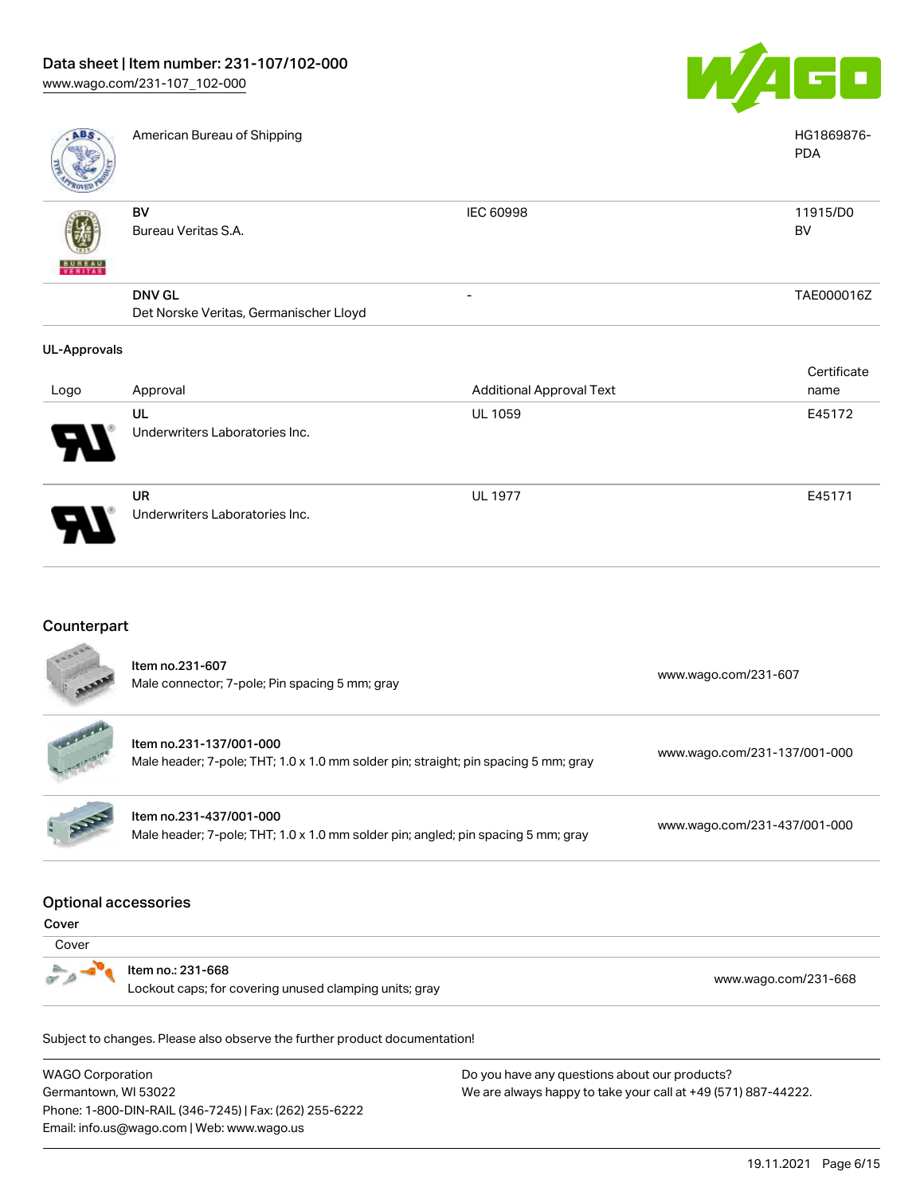| Logo | Approval | Additional Approval Text | Certificate name |
| --- | --- | --- | --- |
| | American Bureau of Shipping | | HG1869876-PDA |
| | **BV**<br>Bureau Veritas S.A. | IEC 60998 | 11915/D0 BV |
| | **DNV GL**<br>Det Norske Veritas, Germanischer Lloyd | - | TAE000016Z |

### UL-Approvals

| Logo | Approval | Additional Approval Text | Certificate name |
| --- | --- | --- | --- |
| | **UL**<br>Underwriters Laboratories Inc. | UL 1059 | E45172 |
| | **UR**<br>Underwriters Laboratories Inc. | UL 1977 | E45171 |

## Counterpart

| Item | Link |
| --- | --- |
| Item no.231-607<br>Male connector; 7-pole; Pin spacing 5 mm; gray | www.wago.com/231-607 |
| Item no.231-137/001-000<br>Male header; 7-pole; THT; 1.0 x 1.0 mm solder pin; straight; pin spacing 5 mm; gray | www.wago.com/231-137/001-000 |
| Item no.231-437/001-000<br>Male header; 7-pole; THT; 1.0 x 1.0 mm solder pin; angled; pin spacing 5 mm; gray | www.wago.com/231-437/001-000 |

## Optional accessories

**Cover**

| Cover | |
| --- | --- |
| Item no.: 231-668<br>Lockout caps; for covering unused clamping units; gray | www.wago.com/231-668 |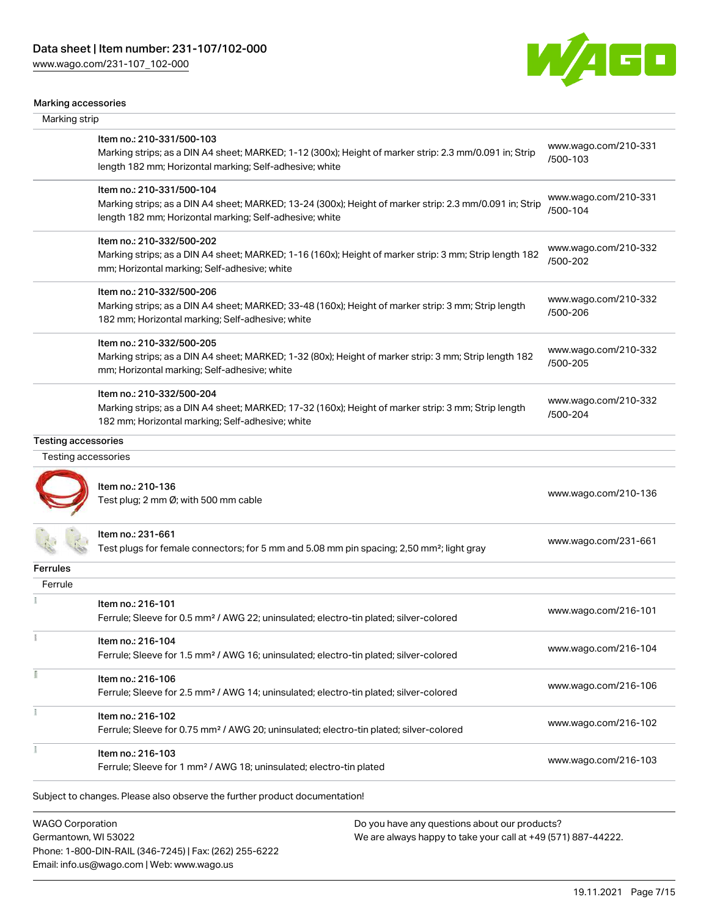### Marking accessories

#### Marking strip

| Item | Link |
|---|---|
| Item no.: 210-331/500-103<br>Marking strips; as a DIN A4 sheet; MARKED; 1-12 (300x); Height of marker strip: 2.3 mm/0.091 in; Strip length 182 mm; Horizontal marking; Self-adhesive; white | www.wago.com/210-331/500-103 |
| Item no.: 210-331/500-104<br>Marking strips; as a DIN A4 sheet; MARKED; 13-24 (300x); Height of marker strip: 2.3 mm/0.091 in; Strip length 182 mm; Horizontal marking; Self-adhesive; white | www.wago.com/210-331/500-104 |
| Item no.: 210-332/500-202<br>Marking strips; as a DIN A4 sheet; MARKED; 1-16 (160x); Height of marker strip: 3 mm; Strip length 182 mm; Horizontal marking; Self-adhesive; white | www.wago.com/210-332/500-202 |
| Item no.: 210-332/500-206<br>Marking strips; as a DIN A4 sheet; MARKED; 33-48 (160x); Height of marker strip: 3 mm; Strip length 182 mm; Horizontal marking; Self-adhesive; white | www.wago.com/210-332/500-206 |
| Item no.: 210-332/500-205<br>Marking strips; as a DIN A4 sheet; MARKED; 1-32 (80x); Height of marker strip: 3 mm; Strip length 182 mm; Horizontal marking; Self-adhesive; white | www.wago.com/210-332/500-205 |
| Item no.: 210-332/500-204<br>Marking strips; as a DIN A4 sheet; MARKED; 17-32 (160x); Height of marker strip: 3 mm; Strip length 182 mm; Horizontal marking; Self-adhesive; white | www.wago.com/210-332/500-204 |

### Testing accessories

#### Testing accessories

| Item | Link |
|---|---|
| Item no.: 210-136<br>Test plug; 2 mm Ø; with 500 mm cable | www.wago.com/210-136 |
| Item no.: 231-661<br>Test plugs for female connectors; for 5 mm and 5.08 mm pin spacing; 2,50 mm²; light gray | www.wago.com/231-661 |

### Ferrules

#### Ferrule

| Item | Link |
|---|---|
| Item no.: 216-101<br>Ferrule; Sleeve for 0.5 mm² / AWG 22; uninsulated; electro-tin plated; silver-colored | www.wago.com/216-101 |
| Item no.: 216-104<br>Ferrule; Sleeve for 1.5 mm² / AWG 16; uninsulated; electro-tin plated; silver-colored | www.wago.com/216-104 |
| Item no.: 216-106<br>Ferrule; Sleeve for 2.5 mm² / AWG 14; uninsulated; electro-tin plated; silver-colored | www.wago.com/216-106 |
| Item no.: 216-102<br>Ferrule; Sleeve for 0.75 mm² / AWG 20; uninsulated; electro-tin plated; silver-colored | www.wago.com/216-102 |
| Item no.: 216-103<br>Ferrule; Sleeve for 1 mm² / AWG 18; uninsulated; electro-tin plated | www.wago.com/216-103 |

Subject to changes. Please also observe the further product documentation!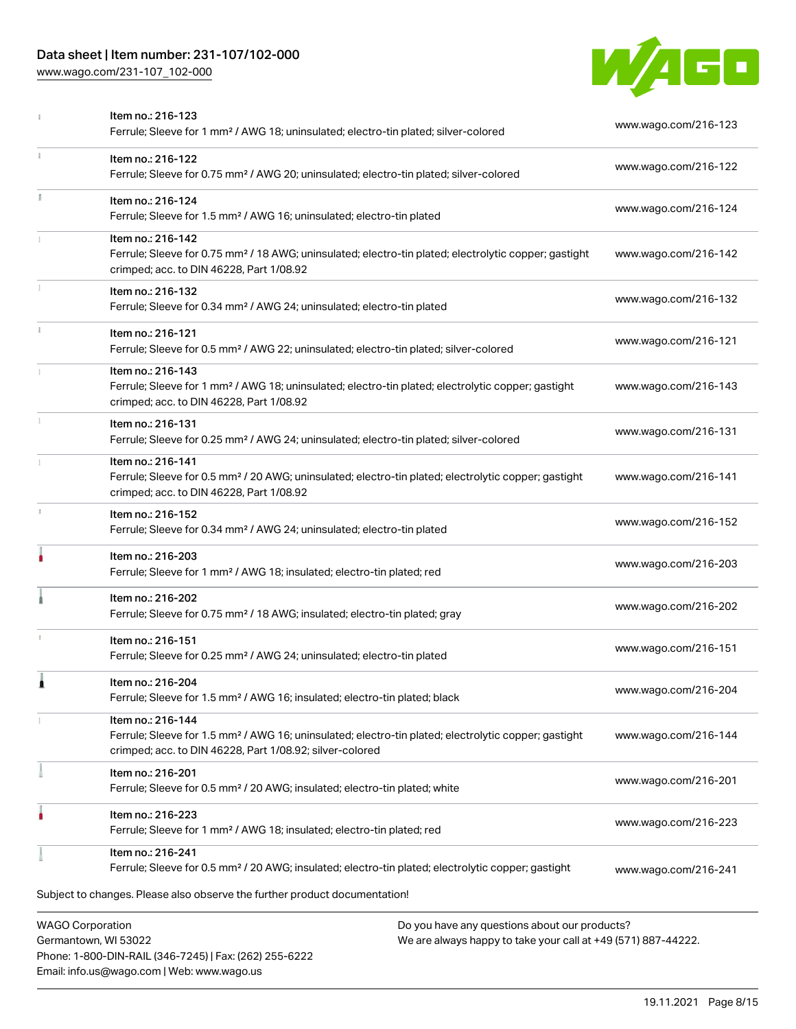| Item | Description | Link |
|---|---|---|
| Item no.: 216-123 | Ferrule; Sleeve for 1 mm² / AWG 18; uninsulated; electro-tin plated; silver-colored | www.wago.com/216-123 |
| Item no.: 216-122 | Ferrule; Sleeve for 0.75 mm² / AWG 20; uninsulated; electro-tin plated; silver-colored | www.wago.com/216-122 |
| Item no.: 216-124 | Ferrule; Sleeve for 1.5 mm² / AWG 16; uninsulated; electro-tin plated | www.wago.com/216-124 |
| Item no.: 216-142 | Ferrule; Sleeve for 0.75 mm² / 18 AWG; uninsulated; electro-tin plated; electrolytic copper; gastight crimped; acc. to DIN 46228, Part 1/08.92 | www.wago.com/216-142 |
| Item no.: 216-132 | Ferrule; Sleeve for 0.34 mm² / AWG 24; uninsulated; electro-tin plated | www.wago.com/216-132 |
| Item no.: 216-121 | Ferrule; Sleeve for 0.5 mm² / AWG 22; uninsulated; electro-tin plated; silver-colored | www.wago.com/216-121 |
| Item no.: 216-143 | Ferrule; Sleeve for 1 mm² / AWG 18; uninsulated; electro-tin plated; electrolytic copper; gastight crimped; acc. to DIN 46228, Part 1/08.92 | www.wago.com/216-143 |
| Item no.: 216-131 | Ferrule; Sleeve for 0.25 mm² / AWG 24; uninsulated; electro-tin plated; silver-colored | www.wago.com/216-131 |
| Item no.: 216-141 | Ferrule; Sleeve for 0.5 mm² / 20 AWG; uninsulated; electro-tin plated; electrolytic copper; gastight crimped; acc. to DIN 46228, Part 1/08.92 | www.wago.com/216-141 |
| Item no.: 216-152 | Ferrule; Sleeve for 0.34 mm² / AWG 24; uninsulated; electro-tin plated | www.wago.com/216-152 |
| Item no.: 216-203 | Ferrule; Sleeve for 1 mm² / AWG 18; insulated; electro-tin plated; red | www.wago.com/216-203 |
| Item no.: 216-202 | Ferrule; Sleeve for 0.75 mm² / 18 AWG; insulated; electro-tin plated; gray | www.wago.com/216-202 |
| Item no.: 216-151 | Ferrule; Sleeve for 0.25 mm² / AWG 24; uninsulated; electro-tin plated | www.wago.com/216-151 |
| Item no.: 216-204 | Ferrule; Sleeve for 1.5 mm² / AWG 16; insulated; electro-tin plated; black | www.wago.com/216-204 |
| Item no.: 216-144 | Ferrule; Sleeve for 1.5 mm² / AWG 16; uninsulated; electro-tin plated; electrolytic copper; gastight crimped; acc. to DIN 46228, Part 1/08.92; silver-colored | www.wago.com/216-144 |
| Item no.: 216-201 | Ferrule; Sleeve for 0.5 mm² / 20 AWG; insulated; electro-tin plated; white | www.wago.com/216-201 |
| Item no.: 216-223 | Ferrule; Sleeve for 1 mm² / AWG 18; insulated; electro-tin plated; red | www.wago.com/216-223 |
| Item no.: 216-241 | Ferrule; Sleeve for 0.5 mm² / 20 AWG; insulated; electro-tin plated; electrolytic copper; gastight | www.wago.com/216-241 |

Subject to changes. Please also observe the further product documentation!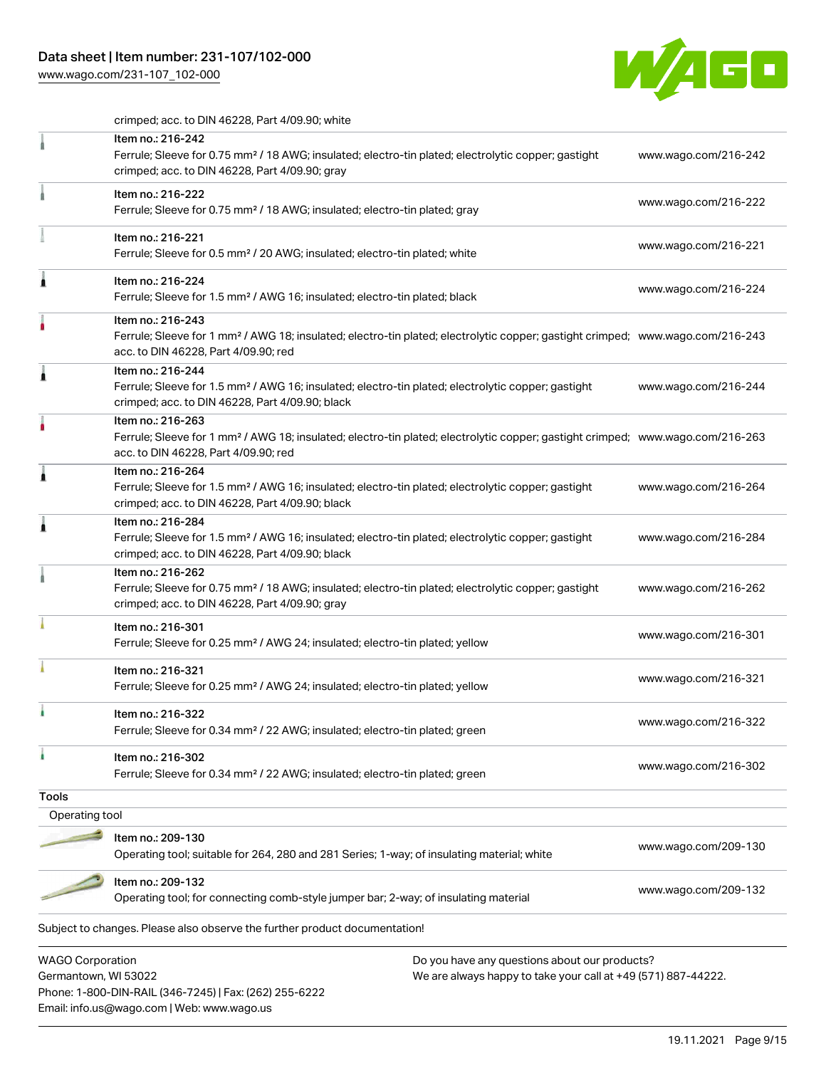crimped; acc. to DIN 46228, Part 4/09.90; white

| Item | Description | Link |
| --- | --- | --- |
| Item no.: 216-242 | Ferrule; Sleeve for 0.75 mm² / 18 AWG; insulated; electro-tin plated; electrolytic copper; gastight crimped; acc. to DIN 46228, Part 4/09.90; gray | www.wago.com/216-242 |
| Item no.: 216-222 | Ferrule; Sleeve for 0.75 mm² / 18 AWG; insulated; electro-tin plated; gray | www.wago.com/216-222 |
| Item no.: 216-221 | Ferrule; Sleeve for 0.5 mm² / 20 AWG; insulated; electro-tin plated; white | www.wago.com/216-221 |
| Item no.: 216-224 | Ferrule; Sleeve for 1.5 mm² / AWG 16; insulated; electro-tin plated; black | www.wago.com/216-224 |
| Item no.: 216-243 | Ferrule; Sleeve for 1 mm² / AWG 18; insulated; electro-tin plated; electrolytic copper; gastight crimped; acc. to DIN 46228, Part 4/09.90; red | www.wago.com/216-243 |
| Item no.: 216-244 | Ferrule; Sleeve for 1.5 mm² / AWG 16; insulated; electro-tin plated; electrolytic copper; gastight crimped; acc. to DIN 46228, Part 4/09.90; black | www.wago.com/216-244 |
| Item no.: 216-263 | Ferrule; Sleeve for 1 mm² / AWG 18; insulated; electro-tin plated; electrolytic copper; gastight crimped; acc. to DIN 46228, Part 4/09.90; red | www.wago.com/216-263 |
| Item no.: 216-264 | Ferrule; Sleeve for 1.5 mm² / AWG 16; insulated; electro-tin plated; electrolytic copper; gastight crimped; acc. to DIN 46228, Part 4/09.90; black | www.wago.com/216-264 |
| Item no.: 216-284 | Ferrule; Sleeve for 1.5 mm² / AWG 16; insulated; electro-tin plated; electrolytic copper; gastight crimped; acc. to DIN 46228, Part 4/09.90; black | www.wago.com/216-284 |
| Item no.: 216-262 | Ferrule; Sleeve for 0.75 mm² / 18 AWG; insulated; electro-tin plated; electrolytic copper; gastight crimped; acc. to DIN 46228, Part 4/09.90; gray | www.wago.com/216-262 |
| Item no.: 216-301 | Ferrule; Sleeve for 0.25 mm² / AWG 24; insulated; electro-tin plated; yellow | www.wago.com/216-301 |
| Item no.: 216-321 | Ferrule; Sleeve for 0.25 mm² / AWG 24; insulated; electro-tin plated; yellow | www.wago.com/216-321 |
| Item no.: 216-322 | Ferrule; Sleeve for 0.34 mm² / 22 AWG; insulated; electro-tin plated; green | www.wago.com/216-322 |
| Item no.: 216-302 | Ferrule; Sleeve for 0.34 mm² / 22 AWG; insulated; electro-tin plated; green | www.wago.com/216-302 |

## Tools

Operating tool

| Item | Description | Link |
| --- | --- | --- |
| Item no.: 209-130 | Operating tool; suitable for 264, 280 and 281 Series; 1-way; of insulating material; white | www.wago.com/209-130 |
| Item no.: 209-132 | Operating tool; for connecting comb-style jumper bar; 2-way; of insulating material | www.wago.com/209-132 |

Subject to changes. Please also observe the further product documentation!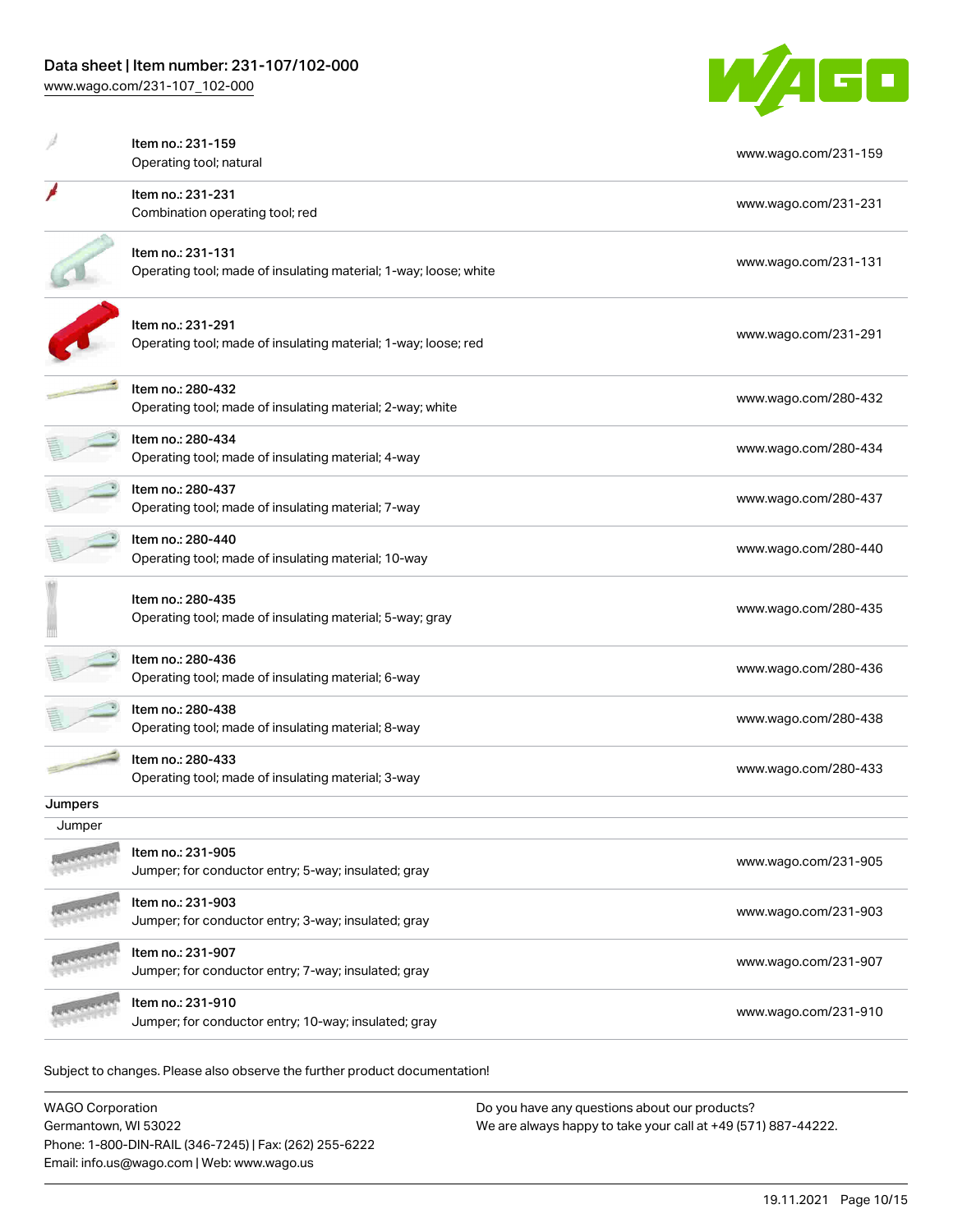| | | |
|---|---|---|
| | Item no.: 231-159<br>Operating tool; natural | www.wago.com/231-159 |
| | Item no.: 231-231<br>Combination operating tool; red | www.wago.com/231-231 |
| | Item no.: 231-131<br>Operating tool; made of insulating material; 1-way; loose; white | www.wago.com/231-131 |
| | Item no.: 231-291<br>Operating tool; made of insulating material; 1-way; loose; red | www.wago.com/231-291 |
| | Item no.: 280-432<br>Operating tool; made of insulating material; 2-way; white | www.wago.com/280-432 |
| | Item no.: 280-434<br>Operating tool; made of insulating material; 4-way | www.wago.com/280-434 |
| | Item no.: 280-437<br>Operating tool; made of insulating material; 7-way | www.wago.com/280-437 |
| | Item no.: 280-440<br>Operating tool; made of insulating material; 10-way | www.wago.com/280-440 |
| | Item no.: 280-435<br>Operating tool; made of insulating material; 5-way; gray | www.wago.com/280-435 |
| | Item no.: 280-436<br>Operating tool; made of insulating material; 6-way | www.wago.com/280-436 |
| | Item no.: 280-438<br>Operating tool; made of insulating material; 8-way | www.wago.com/280-438 |
| | Item no.: 280-433<br>Operating tool; made of insulating material; 3-way | www.wago.com/280-433 |

**Jumpers**

Jumper

| | | |
|---|---|---|
| | Item no.: 231-905<br>Jumper; for conductor entry; 5-way; insulated; gray | www.wago.com/231-905 |
| | Item no.: 231-903<br>Jumper; for conductor entry; 3-way; insulated; gray | www.wago.com/231-903 |
| | Item no.: 231-907<br>Jumper; for conductor entry; 7-way; insulated; gray | www.wago.com/231-907 |
| | Item no.: 231-910<br>Jumper; for conductor entry; 10-way; insulated; gray | www.wago.com/231-910 |

Subject to changes. Please also observe the further product documentation!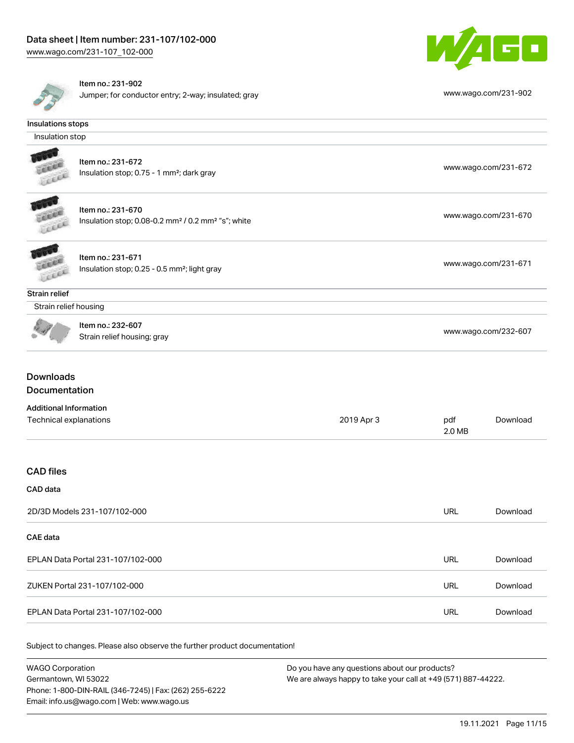| | | |
|---|---|---|
| | Item no.: 231-902<br>Jumper; for conductor entry; 2-way; insulated; gray | www.wago.com/231-902 |

### Insulations stops

Insulation stop

| | | |
|---|---|---|
| | Item no.: 231-672<br>Insulation stop; 0.75 - 1 mm²; dark gray | www.wago.com/231-672 |
| | Item no.: 231-670<br>Insulation stop; 0.08-0.2 mm² / 0.2 mm² "s"; white | www.wago.com/231-670 |
| | Item no.: 231-671<br>Insulation stop; 0.25 - 0.5 mm²; light gray | www.wago.com/231-671 |

### Strain relief

Strain relief housing

| | | |
|---|---|---|
| | Item no.: 232-607<br>Strain relief housing; gray | www.wago.com/232-607 |

## Downloads

## Documentation

### Additional Information

| | | | |
|---|---|---|---|
| Technical explanations | 2019 Apr 3 | pdf<br>2.0 MB | Download |

## CAD files

### CAD data

| | | |
|---|---|---|
| 2D/3D Models 231-107/102-000 | URL | Download |

### CAE data

| | | |
|---|---|---|
| EPLAN Data Portal 231-107/102-000 | URL | Download |
| ZUKEN Portal 231-107/102-000 | URL | Download |
| EPLAN Data Portal 231-107/102-000 | URL | Download |

Subject to changes. Please also observe the further product documentation!

WAGO Corporation
Germantown, WI 53022
Phone: 1-800-DIN-RAIL (346-7245) | Fax: (262) 255-6222
Email: info.us@wago.com | Web: www.wago.us

Do you have any questions about our products?
We are always happy to take your call at +49 (571) 887-44222.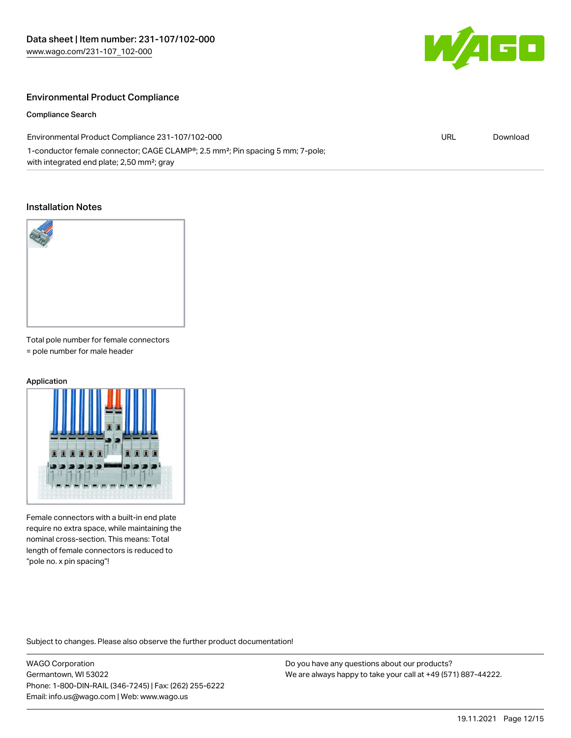## Environmental Product Compliance

### Compliance Search

| Environmental Product Compliance 231-107/102-000 | URL | Download |
|---|---|---|
| 1-conductor female connector; CAGE CLAMP®; 2.5 mm²; Pin spacing 5 mm; 7-pole; with integrated end plate; 2,50 mm²; gray | | |

## Installation Notes

Total pole number for female connectors = pole number for male header

### Application

Female connectors with a built-in end plate require no extra space, while maintaining the nominal cross-section. This means: Total length of female connectors is reduced to "pole no. x pin spacing"!

Subject to changes. Please also observe the further product documentation!

WAGO Corporation
Germantown, WI 53022
Phone: 1-800-DIN-RAIL (346-7245) | Fax: (262) 255-6222
Email: info.us@wago.com | Web: www.wago.us

Do you have any questions about our products?
We are always happy to take your call at +49 (571) 887-44222.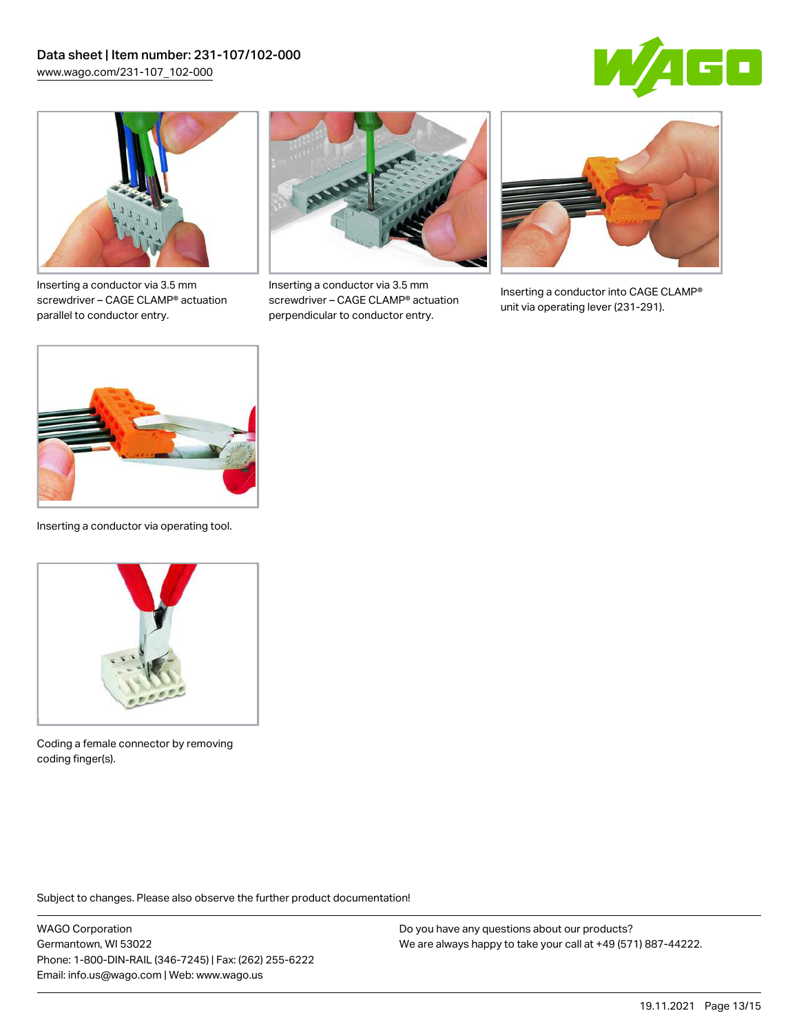Inserting a conductor via 3.5 mm screwdriver – CAGE CLAMP® actuation parallel to conductor entry.

Inserting a conductor via 3.5 mm screwdriver – CAGE CLAMP® actuation perpendicular to conductor entry.

Inserting a conductor into CAGE CLAMP® unit via operating lever (231-291).

Inserting a conductor via operating tool.

Coding a female connector by removing coding finger(s).

Subject to changes. Please also observe the further product documentation!

WAGO Corporation
Germantown, WI 53022
Phone: 1-800-DIN-RAIL (346-7245) | Fax: (262) 255-6222
Email: info.us@wago.com | Web: www.wago.us

Do you have any questions about our products?
We are always happy to take your call at +49 (571) 887-44222.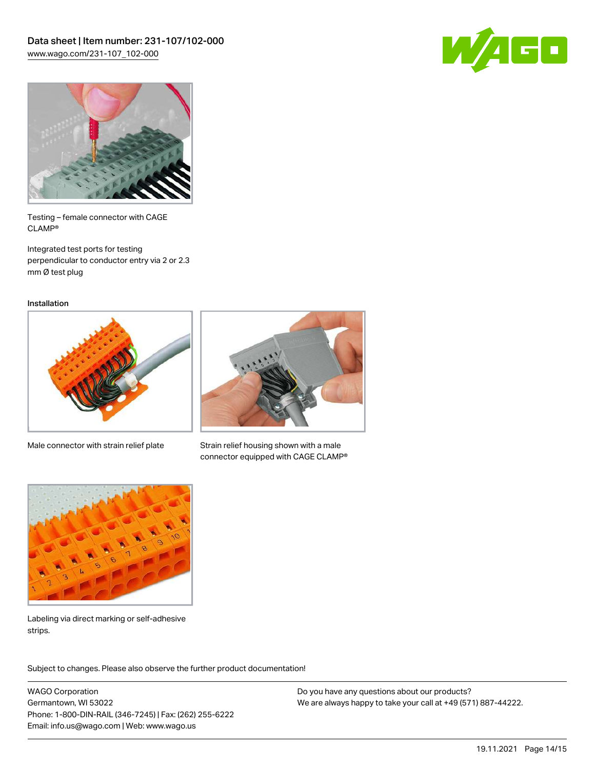Testing – female connector with CAGE CLAMP®

Integrated test ports for testing perpendicular to conductor entry via 2 or 2.3 mm Ø test plug

Installation

Male connector with strain relief plate

Strain relief housing shown with a male connector equipped with CAGE CLAMP®

Labeling via direct marking or self-adhesive strips.

Subject to changes. Please also observe the further product documentation!

WAGO Corporation
Germantown, WI 53022
Phone: 1-800-DIN-RAIL (346-7245) | Fax: (262) 255-6222
Email: info.us@wago.com | Web: www.wago.us

Do you have any questions about our products?
We are always happy to take your call at +49 (571) 887-44222.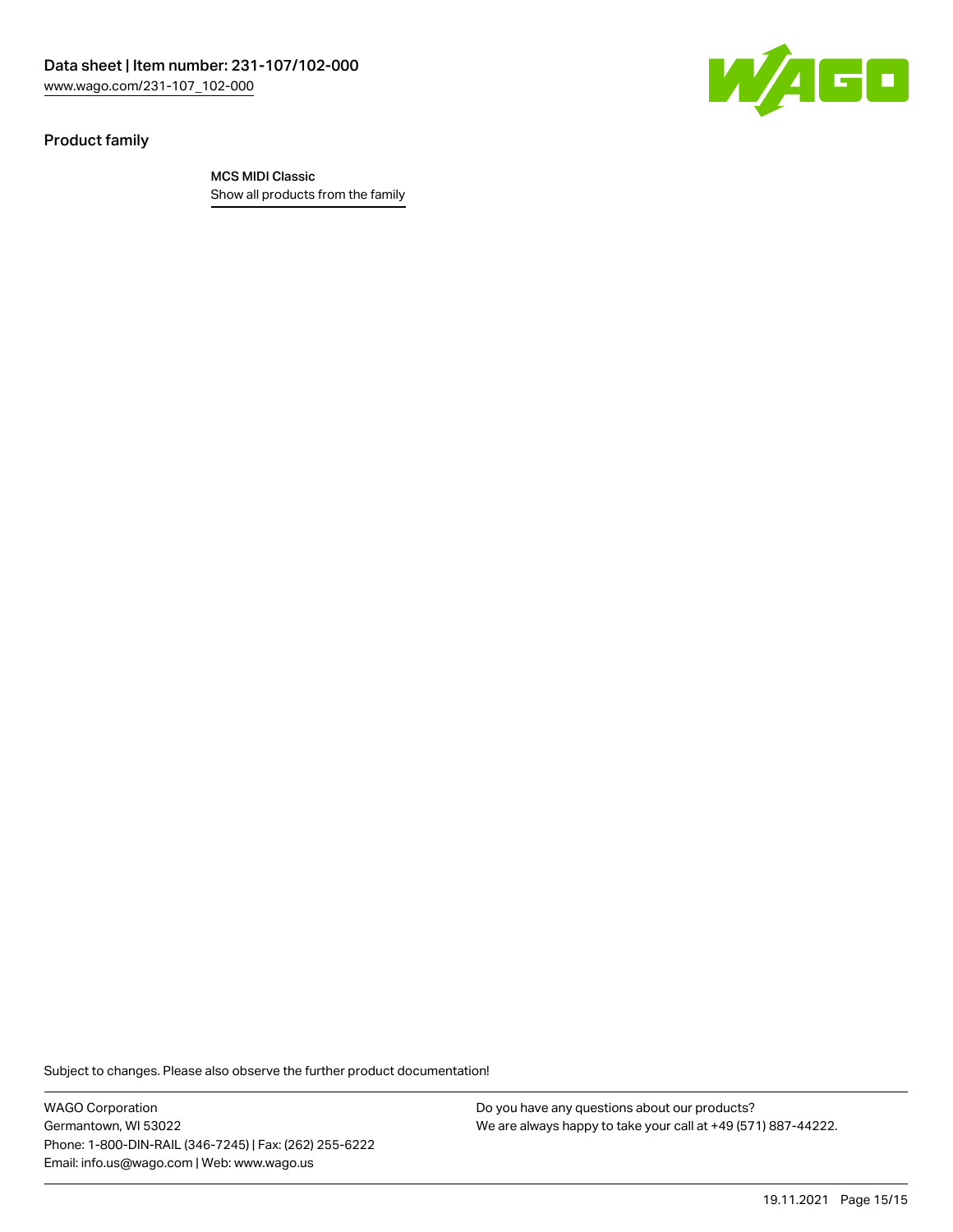## Product family

**MCS MIDI Classic**
Show all products from the family

Subject to changes. Please also observe the further product documentation!

WAGO Corporation
Germantown, WI 53022
Phone: 1-800-DIN-RAIL (346-7245) | Fax: (262) 255-6222
Email: info.us@wago.com | Web: www.wago.us

Do you have any questions about our products?
We are always happy to take your call at +49 (571) 887-44222.